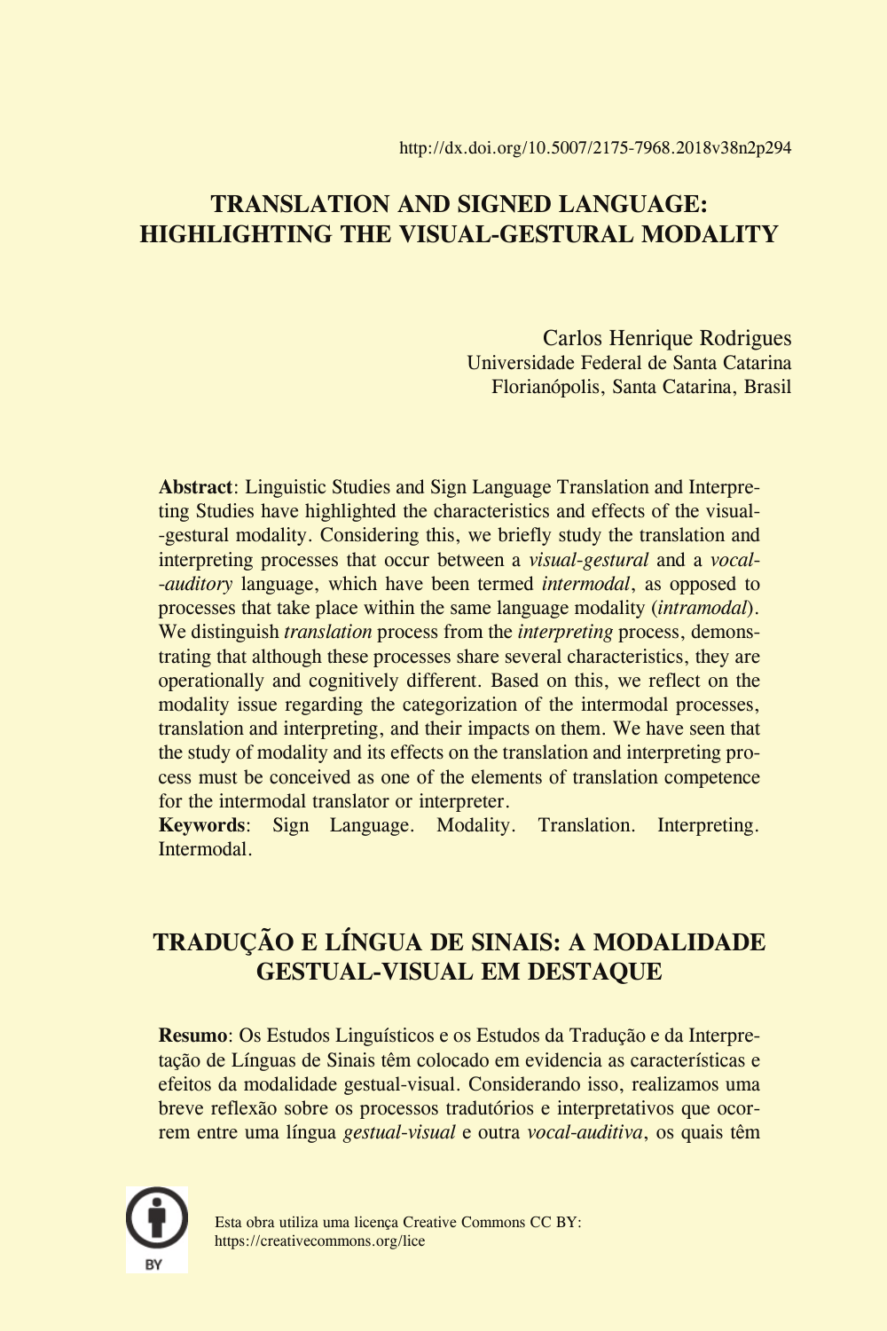http://dx.doi.org/10.5007/2175-7968.2018v38n2p294

# TRANSLATION AND SIGNED LANGUAGE: HIGHLIGHTING THE VISUAL-GESTURAL MODALITY

Carlos Henrique Rodrigues
Universidade Federal de Santa Catarina
Florianópolis, Santa Catarina, Brasil

**Abstract**: Linguistic Studies and Sign Language Translation and Interpreting Studies have highlighted the characteristics and effects of the visual-gestural modality. Considering this, we briefly study the translation and interpreting processes that occur between a *visual-gestural* and a *vocal-auditory* language, which have been termed *intermodal*, as opposed to processes that take place within the same language modality (*intramodal*). We distinguish *translation* process from the *interpreting* process, demonstrating that although these processes share several characteristics, they are operationally and cognitively different. Based on this, we reflect on the modality issue regarding the categorization of the intermodal processes, translation and interpreting, and their impacts on them. We have seen that the study of modality and its effects on the translation and interpreting process must be conceived as one of the elements of translation competence for the intermodal translator or interpreter.
**Keywords**: Sign Language. Modality. Translation. Interpreting. Intermodal.

# TRADUÇÃO E LÍNGUA DE SINAIS: A MODALIDADE GESTUAL-VISUAL EM DESTAQUE

**Resumo**: Os Estudos Linguísticos e os Estudos da Tradução e da Interpretação de Línguas de Sinais têm colocado em evidencia as características e efeitos da modalidade gestual-visual. Considerando isso, realizamos uma breve reflexão sobre os processos tradutórios e interpretativos que ocorrem entre uma língua *gestual-visual* e outra *vocal-auditiva*, os quais têm

Esta obra utiliza uma licença Creative Commons CC BY:
https://creativecommons.org/lice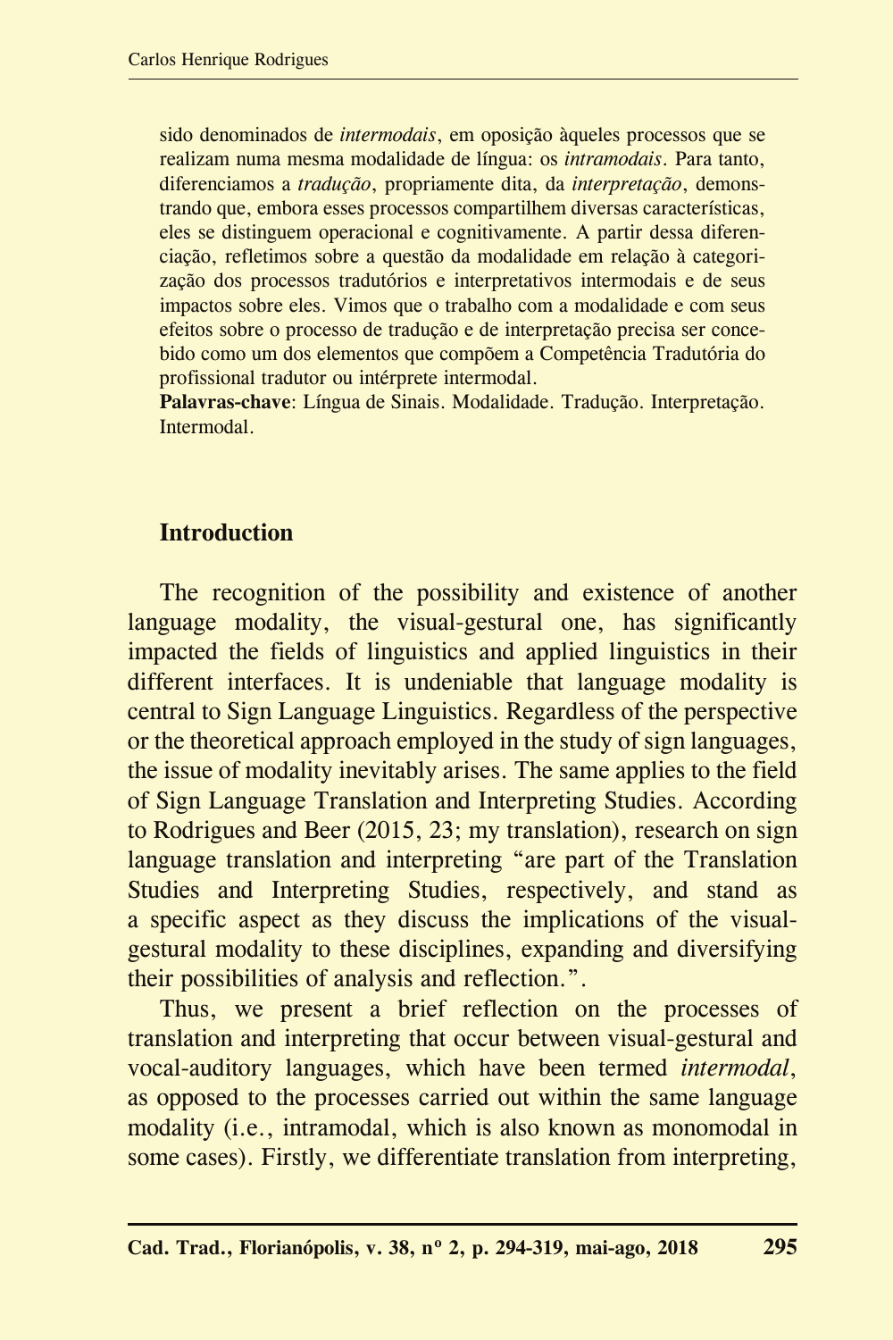sido denominados de *intermodais*, em oposição àqueles processos que se realizam numa mesma modalidade de língua: os *intramodais*. Para tanto, diferenciamos a *tradução*, propriamente dita, da *interpretação*, demonstrando que, embora esses processos compartilhem diversas características, eles se distinguem operacional e cognitivamente. A partir dessa diferenciação, refletimos sobre a questão da modalidade em relação à categorização dos processos tradutórios e interpretativos intermodais e de seus impactos sobre eles. Vimos que o trabalho com a modalidade e com seus efeitos sobre o processo de tradução e de interpretação precisa ser concebido como um dos elementos que compõem a Competência Tradutória do profissional tradutor ou intérprete intermodal.

**Palavras-chave**: Língua de Sinais. Modalidade. Tradução. Interpretação. Intermodal.

## Introduction

The recognition of the possibility and existence of another language modality, the visual-gestural one, has significantly impacted the fields of linguistics and applied linguistics in their different interfaces. It is undeniable that language modality is central to Sign Language Linguistics. Regardless of the perspective or the theoretical approach employed in the study of sign languages, the issue of modality inevitably arises. The same applies to the field of Sign Language Translation and Interpreting Studies. According to Rodrigues and Beer (2015, 23; my translation), research on sign language translation and interpreting "are part of the Translation Studies and Interpreting Studies, respectively, and stand as a specific aspect as they discuss the implications of the visual-gestural modality to these disciplines, expanding and diversifying their possibilities of analysis and reflection.".

Thus, we present a brief reflection on the processes of translation and interpreting that occur between visual-gestural and vocal-auditory languages, which have been termed *intermodal*, as opposed to the processes carried out within the same language modality (i.e., intramodal, which is also known as monomodal in some cases). Firstly, we differentiate translation from interpreting,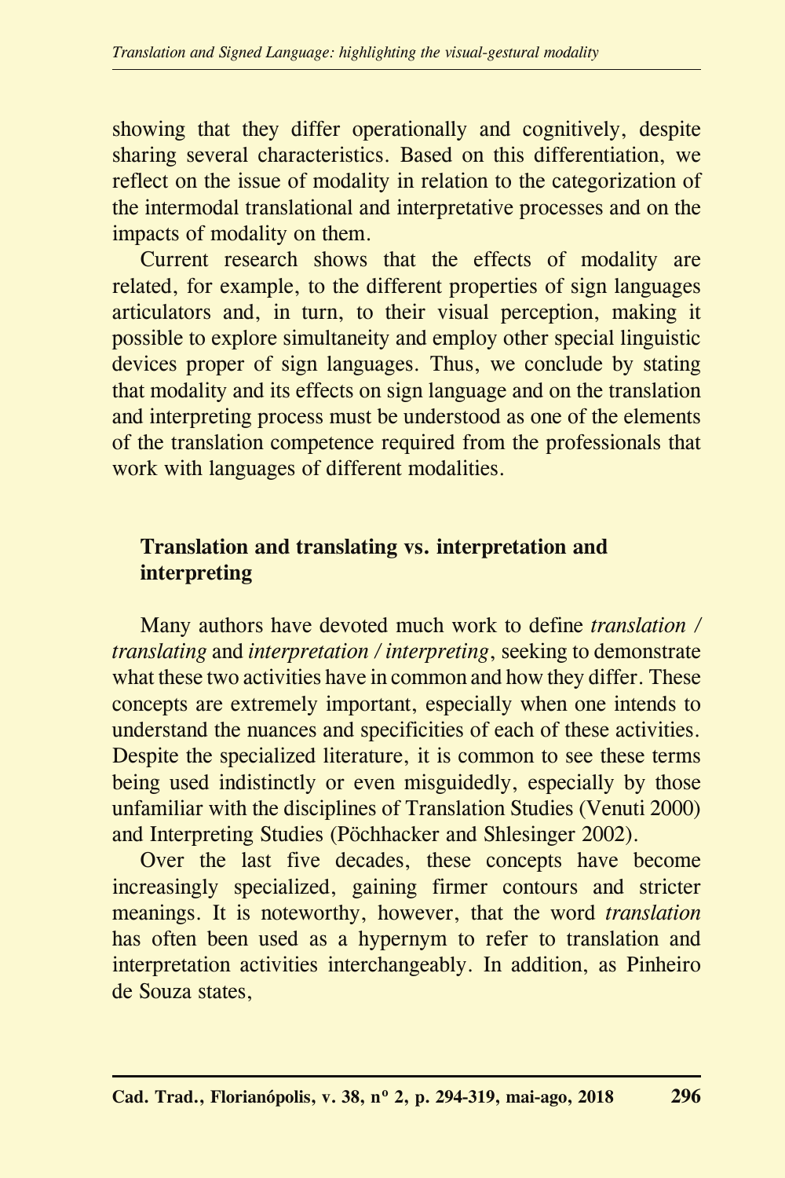showing that they differ operationally and cognitively, despite sharing several characteristics. Based on this differentiation, we reflect on the issue of modality in relation to the categorization of the intermodal translational and interpretative processes and on the impacts of modality on them.

Current research shows that the effects of modality are related, for example, to the different properties of sign languages articulators and, in turn, to their visual perception, making it possible to explore simultaneity and employ other special linguistic devices proper of sign languages. Thus, we conclude by stating that modality and its effects on sign language and on the translation and interpreting process must be understood as one of the elements of the translation competence required from the professionals that work with languages of different modalities.

## Translation and translating vs. interpretation and interpreting

Many authors have devoted much work to define *translation / translating* and *interpretation / interpreting*, seeking to demonstrate what these two activities have in common and how they differ. These concepts are extremely important, especially when one intends to understand the nuances and specificities of each of these activities. Despite the specialized literature, it is common to see these terms being used indistinctly or even misguidedly, especially by those unfamiliar with the disciplines of Translation Studies (Venuti 2000) and Interpreting Studies (Pöchhacker and Shlesinger 2002).

Over the last five decades, these concepts have become increasingly specialized, gaining firmer contours and stricter meanings. It is noteworthy, however, that the word *translation* has often been used as a hypernym to refer to translation and interpretation activities interchangeably. In addition, as Pinheiro de Souza states,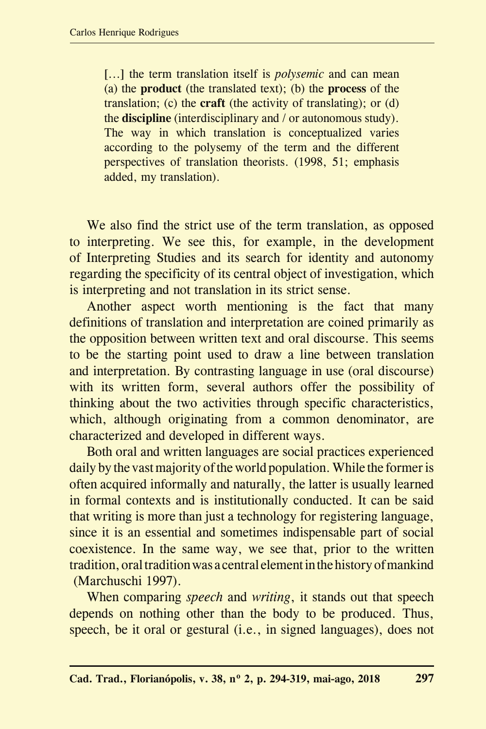> […] the term translation itself is *polysemic* and can mean (a) the **product** (the translated text); (b) the **process** of the translation; (c) the **craft** (the activity of translating); or (d) the **discipline** (interdisciplinary and / or autonomous study). The way in which translation is conceptualized varies according to the polysemy of the term and the different perspectives of translation theorists. (1998, 51; emphasis added, my translation).

We also find the strict use of the term translation, as opposed to interpreting. We see this, for example, in the development of Interpreting Studies and its search for identity and autonomy regarding the specificity of its central object of investigation, which is interpreting and not translation in its strict sense.

Another aspect worth mentioning is the fact that many definitions of translation and interpretation are coined primarily as the opposition between written text and oral discourse. This seems to be the starting point used to draw a line between translation and interpretation. By contrasting language in use (oral discourse) with its written form, several authors offer the possibility of thinking about the two activities through specific characteristics, which, although originating from a common denominator, are characterized and developed in different ways.

Both oral and written languages are social practices experienced daily by the vast majority of the world population. While the former is often acquired informally and naturally, the latter is usually learned in formal contexts and is institutionally conducted. It can be said that writing is more than just a technology for registering language, since it is an essential and sometimes indispensable part of social coexistence. In the same way, we see that, prior to the written tradition, oral tradition was a central element in the history of mankind (Marchuschi 1997).

When comparing *speech* and *writing*, it stands out that speech depends on nothing other than the body to be produced. Thus, speech, be it oral or gestural (i.e., in signed languages), does not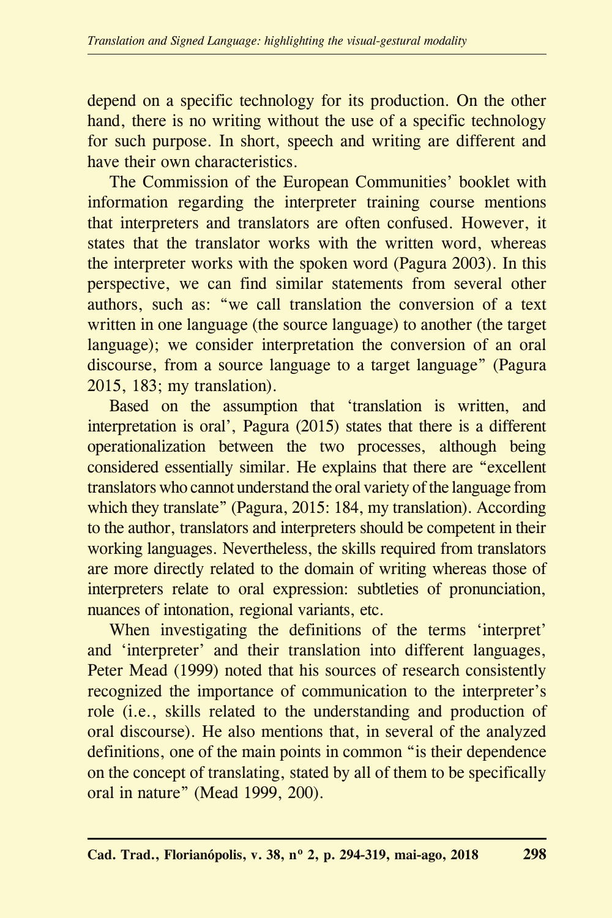depend on a specific technology for its production. On the other hand, there is no writing without the use of a specific technology for such purpose. In short, speech and writing are different and have their own characteristics.

The Commission of the European Communities' booklet with information regarding the interpreter training course mentions that interpreters and translators are often confused. However, it states that the translator works with the written word, whereas the interpreter works with the spoken word (Pagura 2003). In this perspective, we can find similar statements from several other authors, such as: "we call translation the conversion of a text written in one language (the source language) to another (the target language); we consider interpretation the conversion of an oral discourse, from a source language to a target language" (Pagura 2015, 183; my translation).

Based on the assumption that 'translation is written, and interpretation is oral', Pagura (2015) states that there is a different operationalization between the two processes, although being considered essentially similar. He explains that there are "excellent translators who cannot understand the oral variety of the language from which they translate" (Pagura, 2015: 184, my translation). According to the author, translators and interpreters should be competent in their working languages. Nevertheless, the skills required from translators are more directly related to the domain of writing whereas those of interpreters relate to oral expression: subtleties of pronunciation, nuances of intonation, regional variants, etc.

When investigating the definitions of the terms 'interpret' and 'interpreter' and their translation into different languages, Peter Mead (1999) noted that his sources of research consistently recognized the importance of communication to the interpreter's role (i.e., skills related to the understanding and production of oral discourse). He also mentions that, in several of the analyzed definitions, one of the main points in common "is their dependence on the concept of translating, stated by all of them to be specifically oral in nature" (Mead 1999, 200).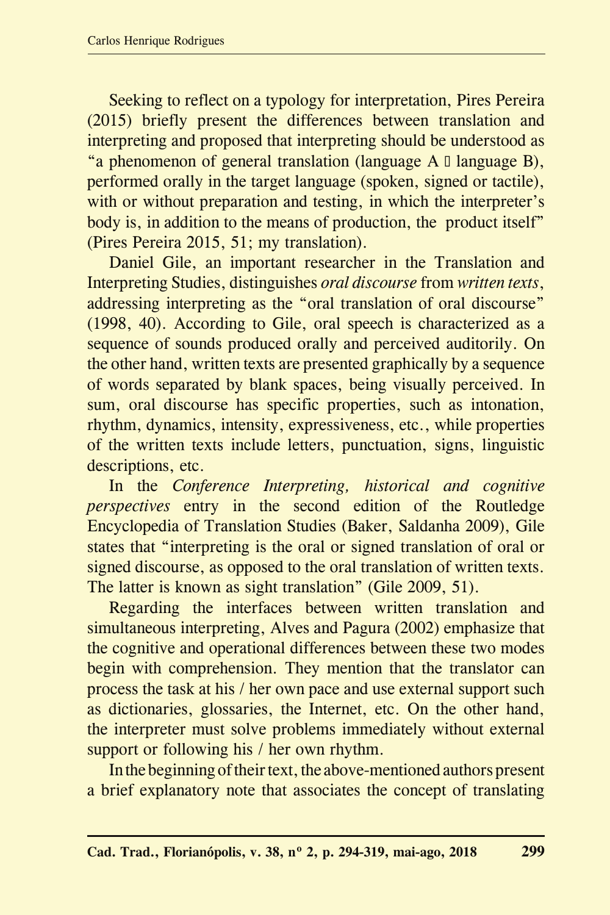Seeking to reflect on a typology for interpretation, Pires Pereira (2015) briefly present the differences between translation and interpreting and proposed that interpreting should be understood as "a phenomenon of general translation (language A  language B), performed orally in the target language (spoken, signed or tactile), with or without preparation and testing, in which the interpreter's body is, in addition to the means of production, the product itself" (Pires Pereira 2015, 51; my translation).

Daniel Gile, an important researcher in the Translation and Interpreting Studies, distinguishes *oral discourse* from *written texts*, addressing interpreting as the "oral translation of oral discourse" (1998, 40). According to Gile, oral speech is characterized as a sequence of sounds produced orally and perceived auditorily. On the other hand, written texts are presented graphically by a sequence of words separated by blank spaces, being visually perceived. In sum, oral discourse has specific properties, such as intonation, rhythm, dynamics, intensity, expressiveness, etc., while properties of the written texts include letters, punctuation, signs, linguistic descriptions, etc.

In the *Conference Interpreting, historical and cognitive perspectives* entry in the second edition of the Routledge Encyclopedia of Translation Studies (Baker, Saldanha 2009), Gile states that "interpreting is the oral or signed translation of oral or signed discourse, as opposed to the oral translation of written texts. The latter is known as sight translation" (Gile 2009, 51).

Regarding the interfaces between written translation and simultaneous interpreting, Alves and Pagura (2002) emphasize that the cognitive and operational differences between these two modes begin with comprehension. They mention that the translator can process the task at his / her own pace and use external support such as dictionaries, glossaries, the Internet, etc. On the other hand, the interpreter must solve problems immediately without external support or following his / her own rhythm.

In the beginning of their text, the above-mentioned authors present a brief explanatory note that associates the concept of translating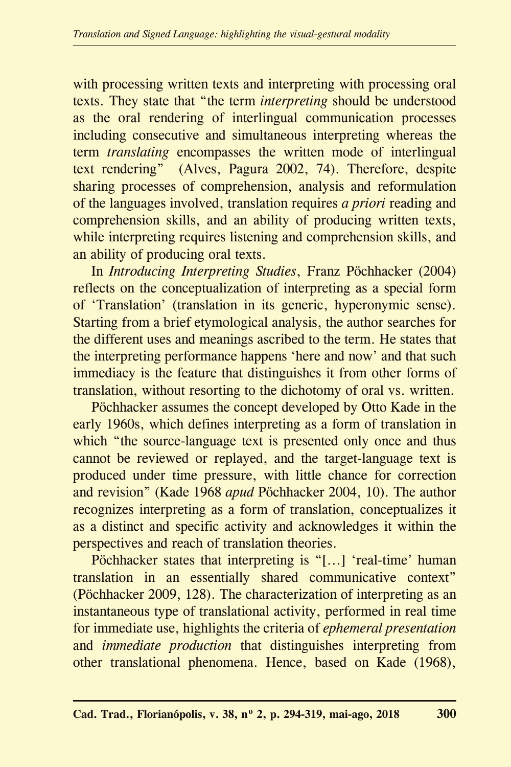with processing written texts and interpreting with processing oral texts. They state that "the term *interpreting* should be understood as the oral rendering of interlingual communication processes including consecutive and simultaneous interpreting whereas the term *translating* encompasses the written mode of interlingual text rendering" (Alves, Pagura 2002, 74). Therefore, despite sharing processes of comprehension, analysis and reformulation of the languages involved, translation requires *a priori* reading and comprehension skills, and an ability of producing written texts, while interpreting requires listening and comprehension skills, and an ability of producing oral texts.

In *Introducing Interpreting Studies*, Franz Pöchhacker (2004) reflects on the conceptualization of interpreting as a special form of 'Translation' (translation in its generic, hyperonymic sense). Starting from a brief etymological analysis, the author searches for the different uses and meanings ascribed to the term. He states that the interpreting performance happens 'here and now' and that such immediacy is the feature that distinguishes it from other forms of translation, without resorting to the dichotomy of oral vs. written.

Pöchhacker assumes the concept developed by Otto Kade in the early 1960s, which defines interpreting as a form of translation in which "the source-language text is presented only once and thus cannot be reviewed or replayed, and the target-language text is produced under time pressure, with little chance for correction and revision" (Kade 1968 *apud* Pöchhacker 2004, 10). The author recognizes interpreting as a form of translation, conceptualizes it as a distinct and specific activity and acknowledges it within the perspectives and reach of translation theories.

Pöchhacker states that interpreting is "[…] 'real-time' human translation in an essentially shared communicative context" (Pöchhacker 2009, 128). The characterization of interpreting as an instantaneous type of translational activity, performed in real time for immediate use, highlights the criteria of *ephemeral presentation* and *immediate production* that distinguishes interpreting from other translational phenomena. Hence, based on Kade (1968),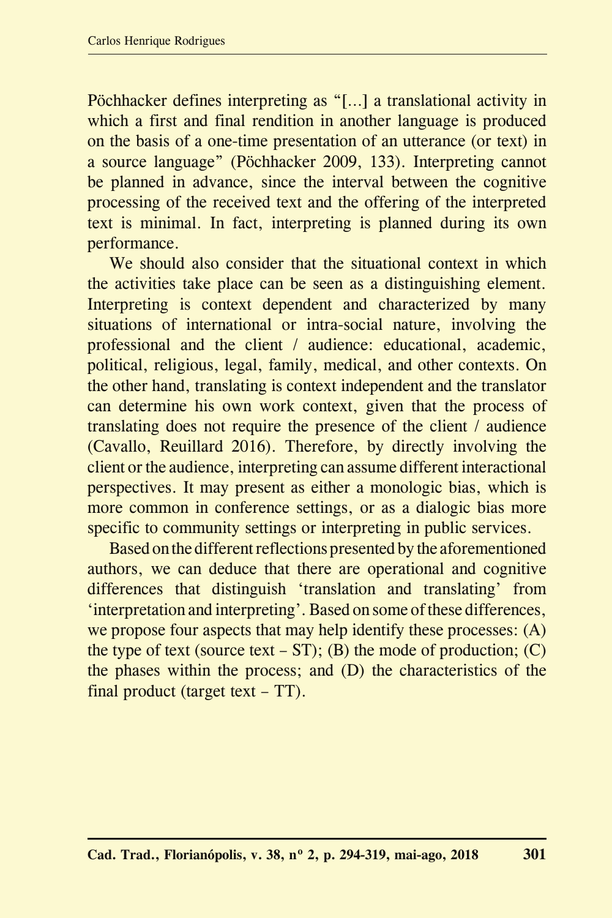Pöchhacker defines interpreting as "[…] a translational activity in which a first and final rendition in another language is produced on the basis of a one-time presentation of an utterance (or text) in a source language" (Pöchhacker 2009, 133). Interpreting cannot be planned in advance, since the interval between the cognitive processing of the received text and the offering of the interpreted text is minimal. In fact, interpreting is planned during its own performance.

We should also consider that the situational context in which the activities take place can be seen as a distinguishing element. Interpreting is context dependent and characterized by many situations of international or intra-social nature, involving the professional and the client / audience: educational, academic, political, religious, legal, family, medical, and other contexts. On the other hand, translating is context independent and the translator can determine his own work context, given that the process of translating does not require the presence of the client / audience (Cavallo, Reuillard 2016). Therefore, by directly involving the client or the audience, interpreting can assume different interactional perspectives. It may present as either a monologic bias, which is more common in conference settings, or as a dialogic bias more specific to community settings or interpreting in public services.

Based on the different reflections presented by the aforementioned authors, we can deduce that there are operational and cognitive differences that distinguish 'translation and translating' from 'interpretation and interpreting'. Based on some of these differences, we propose four aspects that may help identify these processes: (A) the type of text (source text – ST); (B) the mode of production; (C) the phases within the process; and (D) the characteristics of the final product (target text – TT).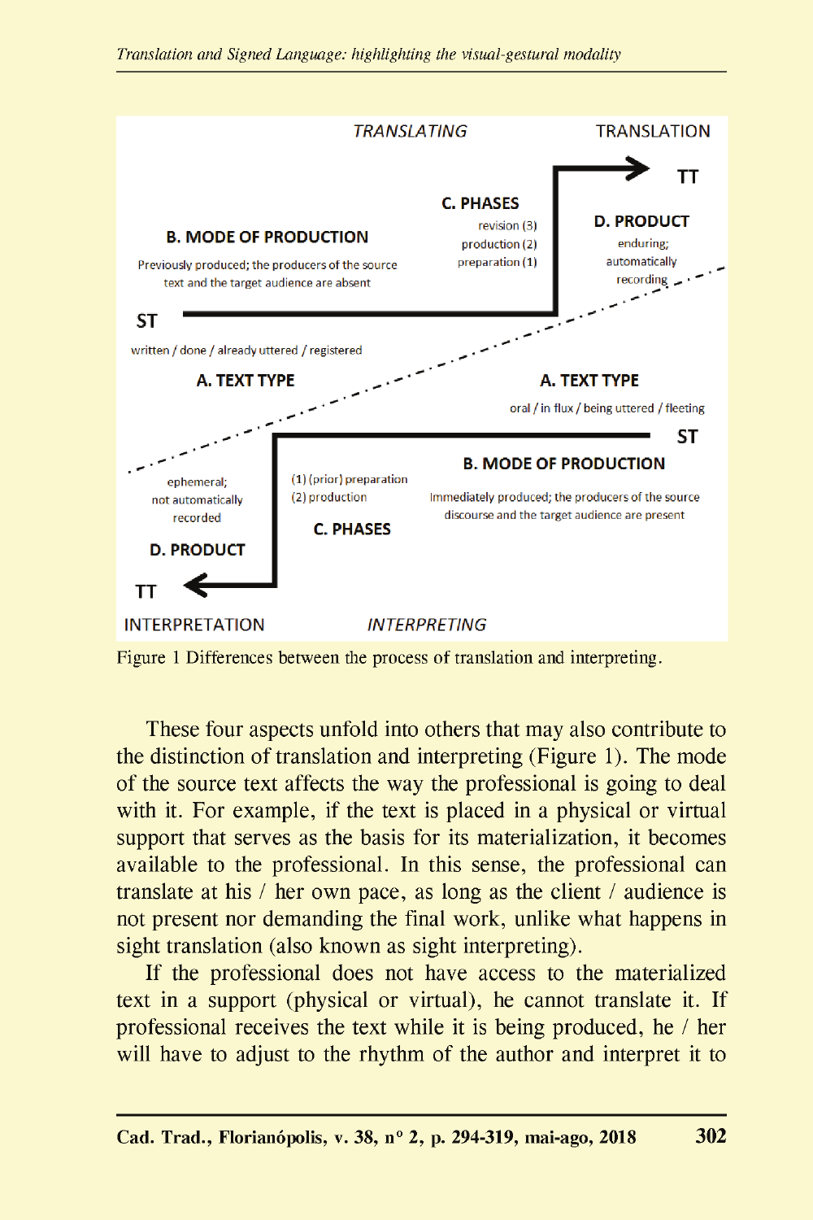TRANSLATING | TRANSLATION

**C. PHASES**
revision (3)
production (2)
preparation (1)

**B. MODE OF PRODUCTION**
Previously produced; the producers of the source text and the target audience are absent

**D. PRODUCT**
enduring;
automatically
recording

ST → TT

**A. TEXT TYPE**
written / done / already uttered / registered

**A. TEXT TYPE**
oral / in flux / being uttered / fleeting

ST → TT

**B. MODE OF PRODUCTION**
Immediately produced; the producers of the source discourse and the target audience are present

**C. PHASES**
(1) (prior) preparation
(2) production

**D. PRODUCT**
ephemeral;
not automatically
recorded

INTERPRETATION | INTERPRETING

Figure 1 Differences between the process of translation and interpreting.

These four aspects unfold into others that may also contribute to the distinction of translation and interpreting (Figure 1). The mode of the source text affects the way the professional is going to deal with it. For example, if the text is placed in a physical or virtual support that serves as the basis for its materialization, it becomes available to the professional. In this sense, the professional can translate at his / her own pace, as long as the client / audience is not present nor demanding the final work, unlike what happens in sight translation (also known as sight interpreting).

If the professional does not have access to the materialized text in a support (physical or virtual), he cannot translate it. If professional receives the text while it is being produced, he / her will have to adjust to the rhythm of the author and interpret it to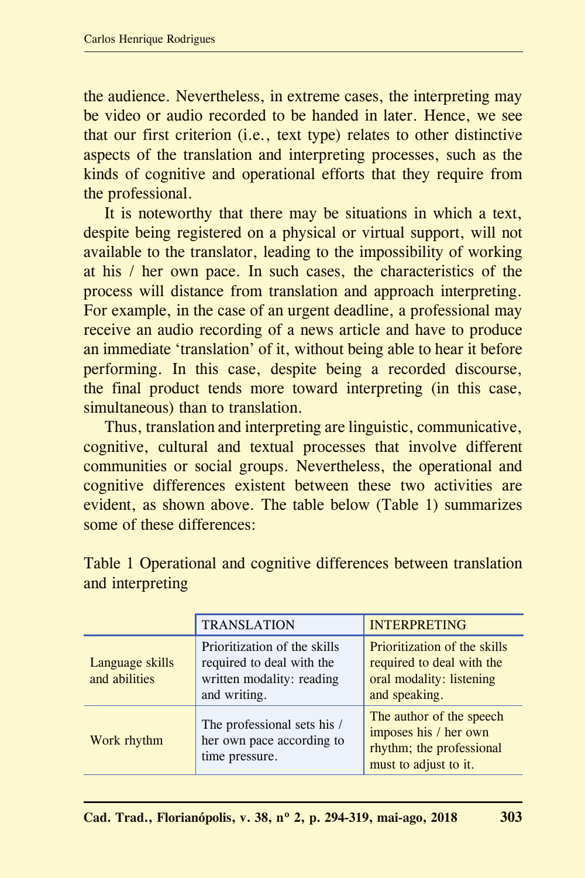the audience. Nevertheless, in extreme cases, the interpreting may be video or audio recorded to be handed in later. Hence, we see that our first criterion (i.e., text type) relates to other distinctive aspects of the translation and interpreting processes, such as the kinds of cognitive and operational efforts that they require from the professional.

It is noteworthy that there may be situations in which a text, despite being registered on a physical or virtual support, will not available to the translator, leading to the impossibility of working at his / her own pace. In such cases, the characteristics of the process will distance from translation and approach interpreting. For example, in the case of an urgent deadline, a professional may receive an audio recording of a news article and have to produce an immediate 'translation' of it, without being able to hear it before performing. In this case, despite being a recorded discourse, the final product tends more toward interpreting (in this case, simultaneous) than to translation.

Thus, translation and interpreting are linguistic, communicative, cognitive, cultural and textual processes that involve different communities or social groups. Nevertheless, the operational and cognitive differences existent between these two activities are evident, as shown above. The table below (Table 1) summarizes some of these differences:

Table 1 Operational and cognitive differences between translation and interpreting

| | TRANSLATION | INTERPRETING |
|---|---|---|
| Language skills and abilities | Prioritization of the skills required to deal with the written modality: reading and writing. | Prioritization of the skills required to deal with the oral modality: listening and speaking. |
| Work rhythm | The professional sets his / her own pace according to time pressure. | The author of the speech imposes his / her own rhythm; the professional must to adjust to it. |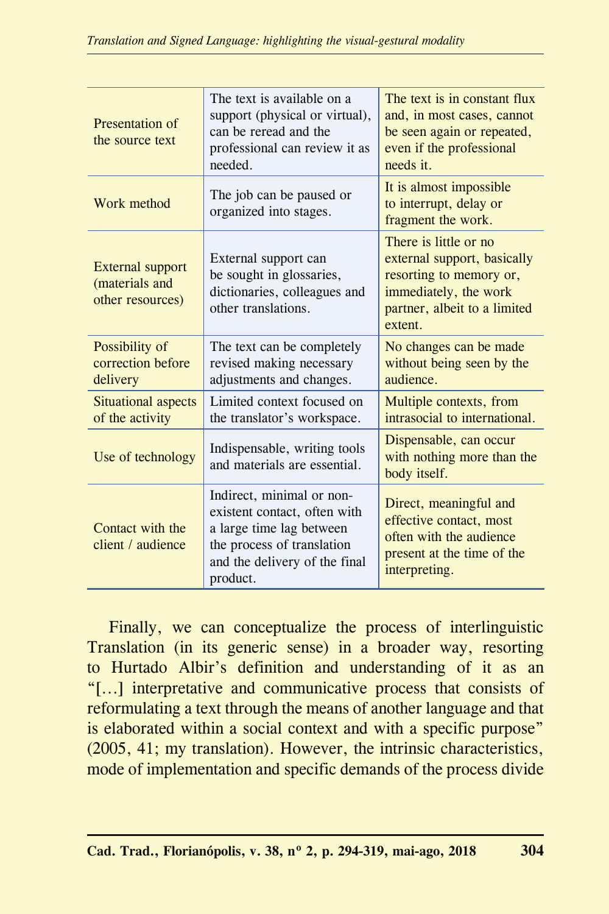| | | |
|---|---|---|
| Presentation of the source text | The text is available on a support (physical or virtual), can be reread and the professional can review it as needed. | The text is in constant flux and, in most cases, cannot be seen again or repeated, even if the professional needs it. |
| Work method | The job can be paused or organized into stages. | It is almost impossible to interrupt, delay or fragment the work. |
| External support (materials and other resources) | External support can be sought in glossaries, dictionaries, colleagues and other translations. | There is little or no external support, basically resorting to memory or, immediately, the work partner, albeit to a limited extent. |
| Possibility of correction before delivery | The text can be completely revised making necessary adjustments and changes. | No changes can be made without being seen by the audience. |
| Situational aspects of the activity | Limited context focused on the translator's workspace. | Multiple contexts, from intrasocial to international. |
| Use of technology | Indispensable, writing tools and materials are essential. | Dispensable, can occur with nothing more than the body itself. |
| Contact with the client / audience | Indirect, minimal or non-existent contact, often with a large time lag between the process of translation and the delivery of the final product. | Direct, meaningful and effective contact, most often with the audience present at the time of the interpreting. |

Finally, we can conceptualize the process of interlinguistic Translation (in its generic sense) in a broader way, resorting to Hurtado Albir's definition and understanding of it as an "[…] interpretative and communicative process that consists of reformulating a text through the means of another language and that is elaborated within a social context and with a specific purpose" (2005, 41; my translation). However, the intrinsic characteristics, mode of implementation and specific demands of the process divide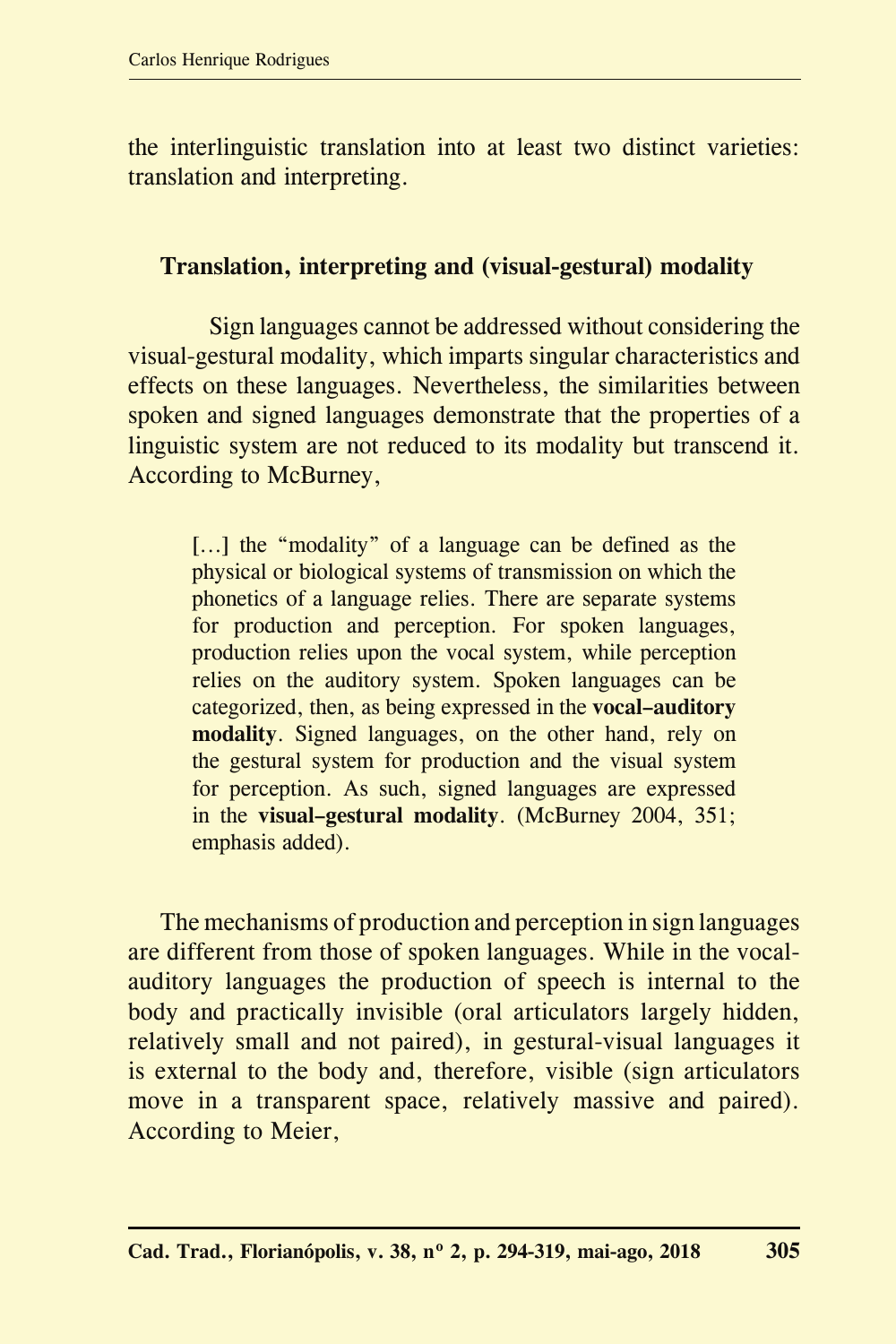the interlinguistic translation into at least two distinct varieties: translation and interpreting.

## Translation, interpreting and (visual-gestural) modality

Sign languages cannot be addressed without considering the visual-gestural modality, which imparts singular characteristics and effects on these languages. Nevertheless, the similarities between spoken and signed languages demonstrate that the properties of a linguistic system are not reduced to its modality but transcend it. According to McBurney,

> […] the "modality" of a language can be defined as the physical or biological systems of transmission on which the phonetics of a language relies. There are separate systems for production and perception. For spoken languages, production relies upon the vocal system, while perception relies on the auditory system. Spoken languages can be categorized, then, as being expressed in the **vocal–auditory modality**. Signed languages, on the other hand, rely on the gestural system for production and the visual system for perception. As such, signed languages are expressed in the **visual–gestural modality**. (McBurney 2004, 351; emphasis added).

The mechanisms of production and perception in sign languages are different from those of spoken languages. While in the vocal-auditory languages the production of speech is internal to the body and practically invisible (oral articulators largely hidden, relatively small and not paired), in gestural-visual languages it is external to the body and, therefore, visible (sign articulators move in a transparent space, relatively massive and paired). According to Meier,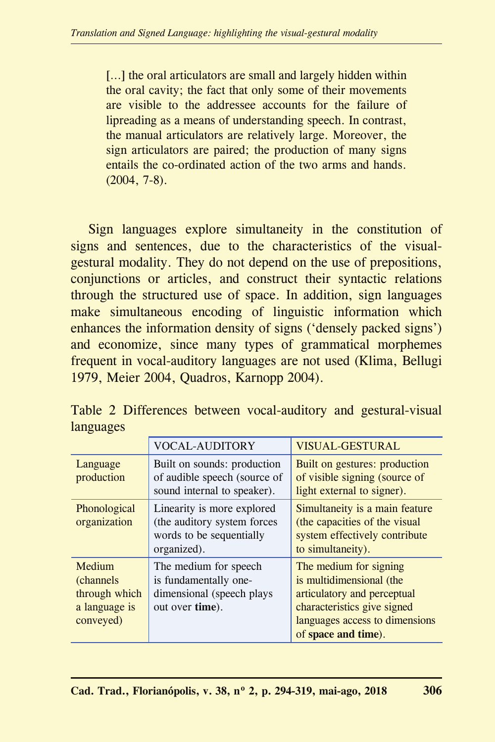> [...] the oral articulators are small and largely hidden within the oral cavity; the fact that only some of their movements are visible to the addressee accounts for the failure of lipreading as a means of understanding speech. In contrast, the manual articulators are relatively large. Moreover, the sign articulators are paired; the production of many signs entails the co-ordinated action of the two arms and hands. (2004, 7-8).

Sign languages explore simultaneity in the constitution of signs and sentences, due to the characteristics of the visual-gestural modality. They do not depend on the use of prepositions, conjunctions or articles, and construct their syntactic relations through the structured use of space. In addition, sign languages make simultaneous encoding of linguistic information which enhances the information density of signs ('densely packed signs') and economize, since many types of grammatical morphemes frequent in vocal-auditory languages are not used (Klima, Bellugi 1979, Meier 2004, Quadros, Karnopp 2004).

Table 2 Differences between vocal-auditory and gestural-visual languages

| | VOCAL-AUDITORY | VISUAL-GESTURAL |
|---|---|---|
| Language production | Built on sounds: production of audible speech (source of sound internal to speaker). | Built on gestures: production of visible signing (source of light external to signer). |
| Phonological organization | Linearity is more explored (the auditory system forces words to be sequentially organized). | Simultaneity is a main feature (the capacities of the visual system effectively contribute to simultaneity). |
| Medium (channels through which a language is conveyed) | The medium for speech is fundamentally one-dimensional (speech plays out over **time**). | The medium for signing is multidimensional (the articulatory and perceptual characteristics give signed languages access to dimensions of **space and time**). |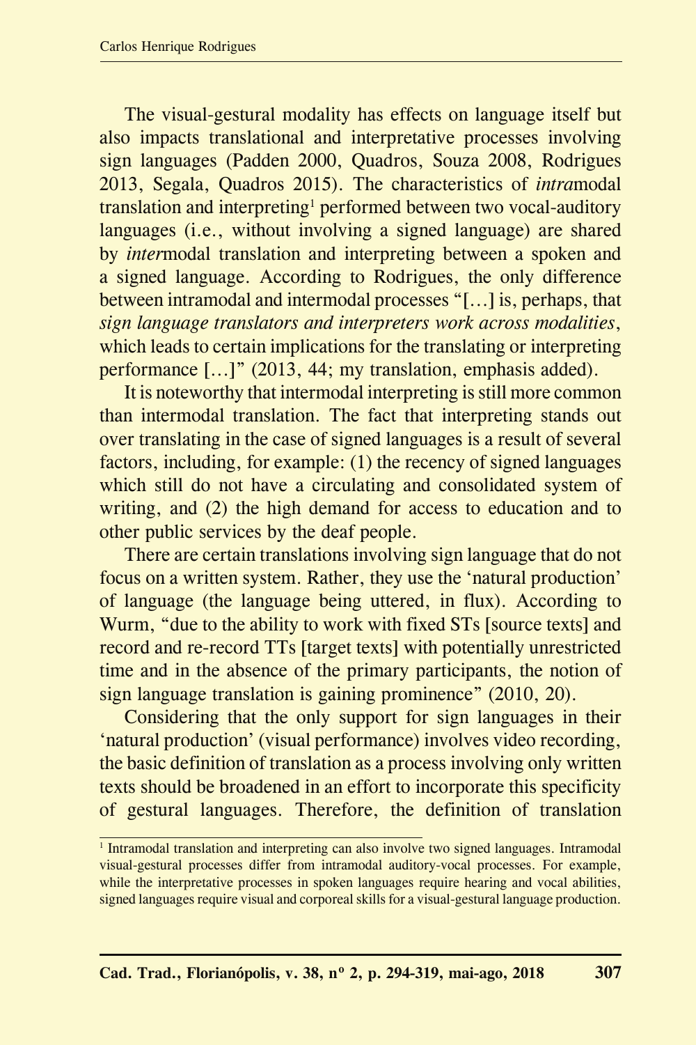The visual-gestural modality has effects on language itself but also impacts translational and interpretative processes involving sign languages (Padden 2000, Quadros, Souza 2008, Rodrigues 2013, Segala, Quadros 2015). The characteristics of *intra*modal translation and interpreting[1] performed between two vocal-auditory languages (i.e., without involving a signed language) are shared by *inter*modal translation and interpreting between a spoken and a signed language. According to Rodrigues, the only difference between intramodal and intermodal processes "[…] is, perhaps, that *sign language translators and interpreters work across modalities*, which leads to certain implications for the translating or interpreting performance […]" (2013, 44; my translation, emphasis added).

It is noteworthy that intermodal interpreting is still more common than intermodal translation. The fact that interpreting stands out over translating in the case of signed languages is a result of several factors, including, for example: (1) the recency of signed languages which still do not have a circulating and consolidated system of writing, and (2) the high demand for access to education and to other public services by the deaf people.

There are certain translations involving sign language that do not focus on a written system. Rather, they use the 'natural production' of language (the language being uttered, in flux). According to Wurm, "due to the ability to work with fixed STs [source texts] and record and re-record TTs [target texts] with potentially unrestricted time and in the absence of the primary participants, the notion of sign language translation is gaining prominence" (2010, 20).

Considering that the only support for sign languages in their 'natural production' (visual performance) involves video recording, the basic definition of translation as a process involving only written texts should be broadened in an effort to incorporate this specificity of gestural languages. Therefore, the definition of translation

---

[1] Intramodal translation and interpreting can also involve two signed languages. Intramodal visual-gestural processes differ from intramodal auditory-vocal processes. For example, while the interpretative processes in spoken languages require hearing and vocal abilities, signed languages require visual and corporeal skills for a visual-gestural language production.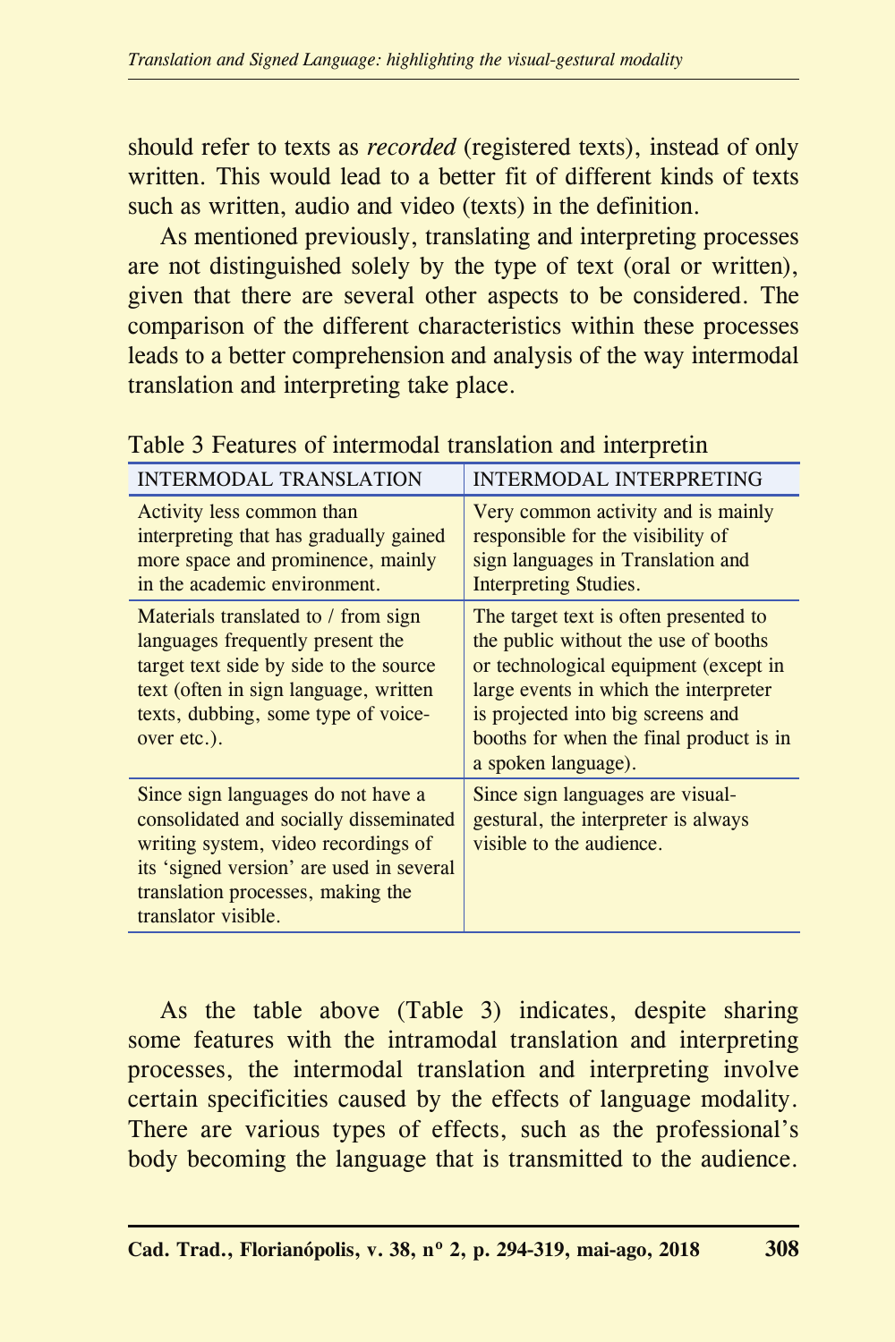should refer to texts as *recorded* (registered texts), instead of only written. This would lead to a better fit of different kinds of texts such as written, audio and video (texts) in the definition.

As mentioned previously, translating and interpreting processes are not distinguished solely by the type of text (oral or written), given that there are several other aspects to be considered. The comparison of the different characteristics within these processes leads to a better comprehension and analysis of the way intermodal translation and interpreting take place.

Table 3 Features of intermodal translation and interpretin

| INTERMODAL TRANSLATION | INTERMODAL INTERPRETING |
|---|---|
| Activity less common than interpreting that has gradually gained more space and prominence, mainly in the academic environment. | Very common activity and is mainly responsible for the visibility of sign languages in Translation and Interpreting Studies. |
| Materials translated to / from sign languages frequently present the target text side by side to the source text (often in sign language, written texts, dubbing, some type of voice-over etc.). | The target text is often presented to the public without the use of booths or technological equipment (except in large events in which the interpreter is projected into big screens and booths for when the final product is in a spoken language). |
| Since sign languages do not have a consolidated and socially disseminated writing system, video recordings of its 'signed version' are used in several translation processes, making the translator visible. | Since sign languages are visual-gestural, the interpreter is always visible to the audience. |

As the table above (Table 3) indicates, despite sharing some features with the intramodal translation and interpreting processes, the intermodal translation and interpreting involve certain specificities caused by the effects of language modality. There are various types of effects, such as the professional's body becoming the language that is transmitted to the audience.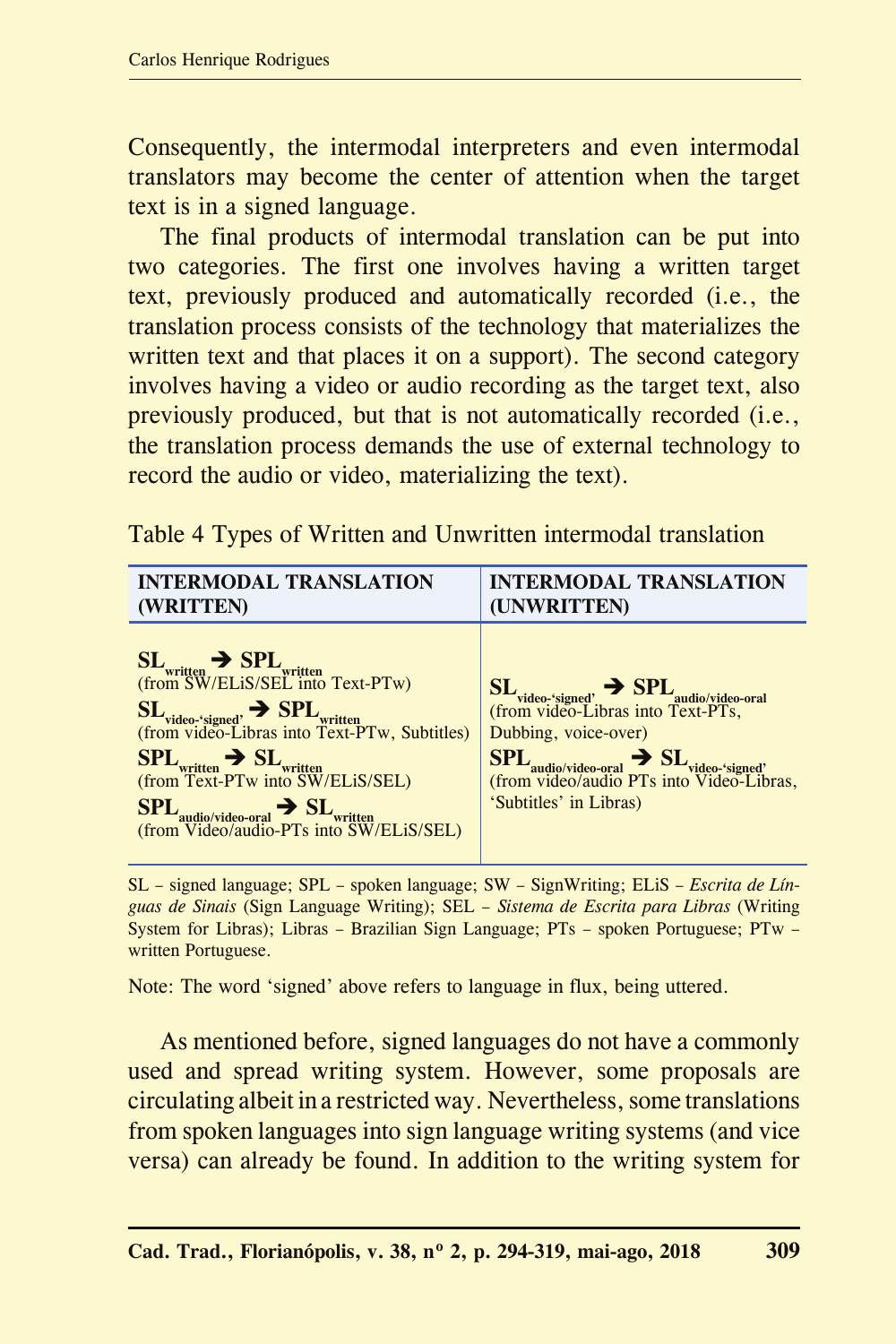Consequently, the intermodal interpreters and even intermodal translators may become the center of attention when the target text is in a signed language.

The final products of intermodal translation can be put into two categories. The first one involves having a written target text, previously produced and automatically recorded (i.e., the translation process consists of the technology that materializes the written text and that places it on a support). The second category involves having a video or audio recording as the target text, also previously produced, but that is not automatically recorded (i.e., the translation process demands the use of external technology to record the audio or video, materializing the text).

Table 4 Types of Written and Unwritten intermodal translation

| INTERMODAL TRANSLATION (WRITTEN) | INTERMODAL TRANSLATION (UNWRITTEN) |
|---|---|
| $\mathbf{SL_{written}} \rightarrow \mathbf{SPL_{written}}$ (from SW/ELiS/SEL into Text-PTw)<br>$\mathbf{SL_{video\text{-}'signed'}} \rightarrow \mathbf{SPL_{written}}$ (from video-Libras into Text-PTw, Subtitles)<br>$\mathbf{SPL_{written}} \rightarrow \mathbf{SL_{written}}$ (from Text-PTw into SW/ELiS/SEL)<br>$\mathbf{SPL_{audio/video\text{-}oral}} \rightarrow \mathbf{SL_{written}}$ (from Video/audio-PTs into SW/ELiS/SEL) | $\mathbf{SL_{video\text{-}'signed'}} \rightarrow \mathbf{SPL_{audio/video\text{-}oral}}$ (from video-Libras into Text-PTs, Dubbing, voice-over)<br>$\mathbf{SPL_{audio/video\text{-}oral}} \rightarrow \mathbf{SL_{video\text{-}'signed'}}$ (from video/audio PTs into Video-Libras, 'Subtitles' in Libras) |

SL – signed language; SPL – spoken language; SW – SignWriting; ELiS – *Escrita de Línguas de Sinais* (Sign Language Writing); SEL – *Sistema de Escrita para Libras* (Writing System for Libras); Libras – Brazilian Sign Language; PTs – spoken Portuguese; PTw – written Portuguese.

Note: The word 'signed' above refers to language in flux, being uttered.

As mentioned before, signed languages do not have a commonly used and spread writing system. However, some proposals are circulating albeit in a restricted way. Nevertheless, some translations from spoken languages into sign language writing systems (and vice versa) can already be found. In addition to the writing system for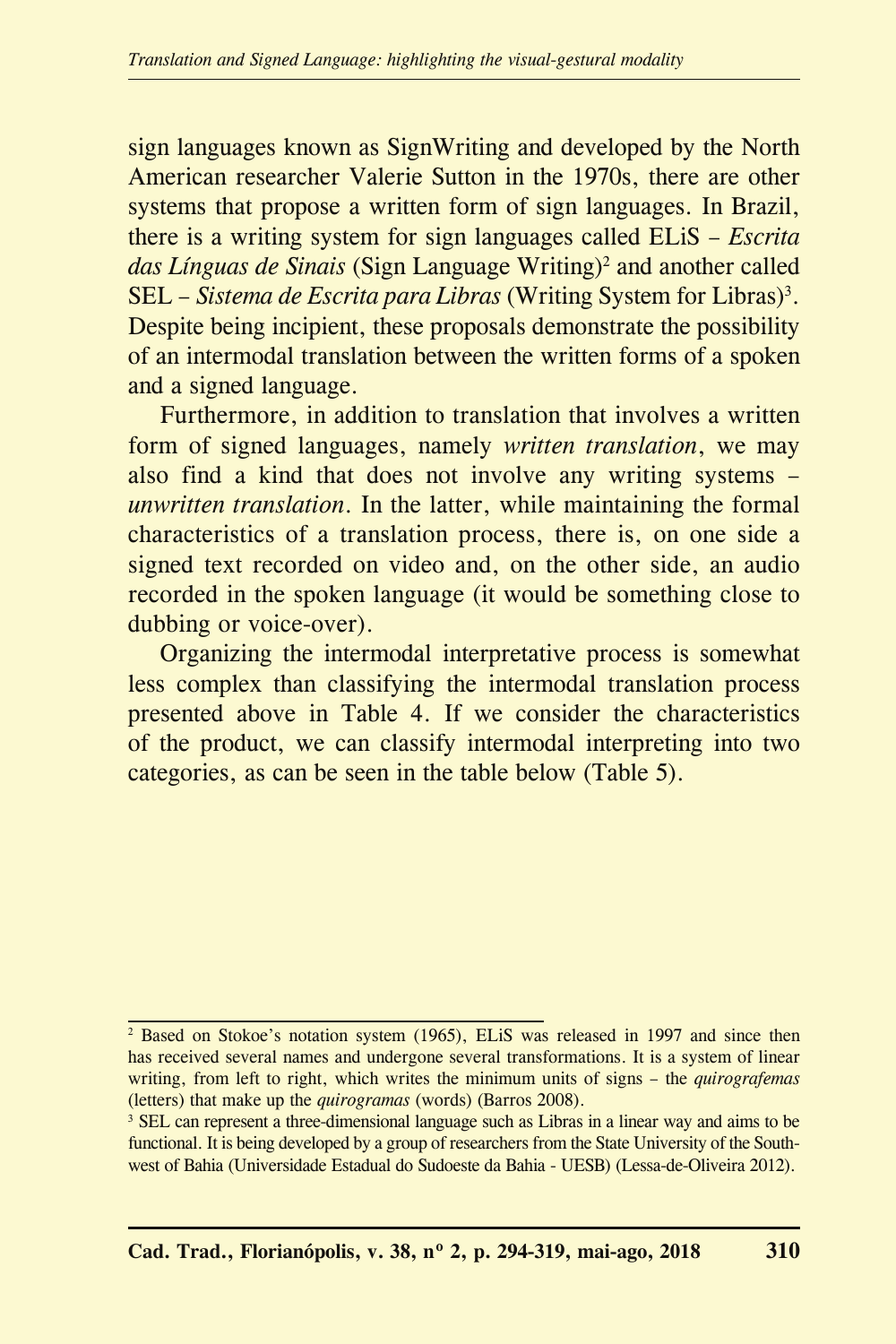sign languages known as SignWriting and developed by the North American researcher Valerie Sutton in the 1970s, there are other systems that propose a written form of sign languages. In Brazil, there is a writing system for sign languages called ELiS – *Escrita das Línguas de Sinais* (Sign Language Writing)[2] and another called SEL – *Sistema de Escrita para Libras* (Writing System for Libras)[3]. Despite being incipient, these proposals demonstrate the possibility of an intermodal translation between the written forms of a spoken and a signed language.

Furthermore, in addition to translation that involves a written form of signed languages, namely *written translation*, we may also find a kind that does not involve any writing systems – *unwritten translation*. In the latter, while maintaining the formal characteristics of a translation process, there is, on one side a signed text recorded on video and, on the other side, an audio recorded in the spoken language (it would be something close to dubbing or voice-over).

Organizing the intermodal interpretative process is somewhat less complex than classifying the intermodal translation process presented above in Table 4. If we consider the characteristics of the product, we can classify intermodal interpreting into two categories, as can be seen in the table below (Table 5).

---

[2] Based on Stokoe's notation system (1965), ELiS was released in 1997 and since then has received several names and undergone several transformations. It is a system of linear writing, from left to right, which writes the minimum units of signs – the *quirografemas* (letters) that make up the *quirogramas* (words) (Barros 2008).

[3] SEL can represent a three-dimensional language such as Libras in a linear way and aims to be functional. It is being developed by a group of researchers from the State University of the Southwest of Bahia (Universidade Estadual do Sudoeste da Bahia - UESB) (Lessa-de-Oliveira 2012).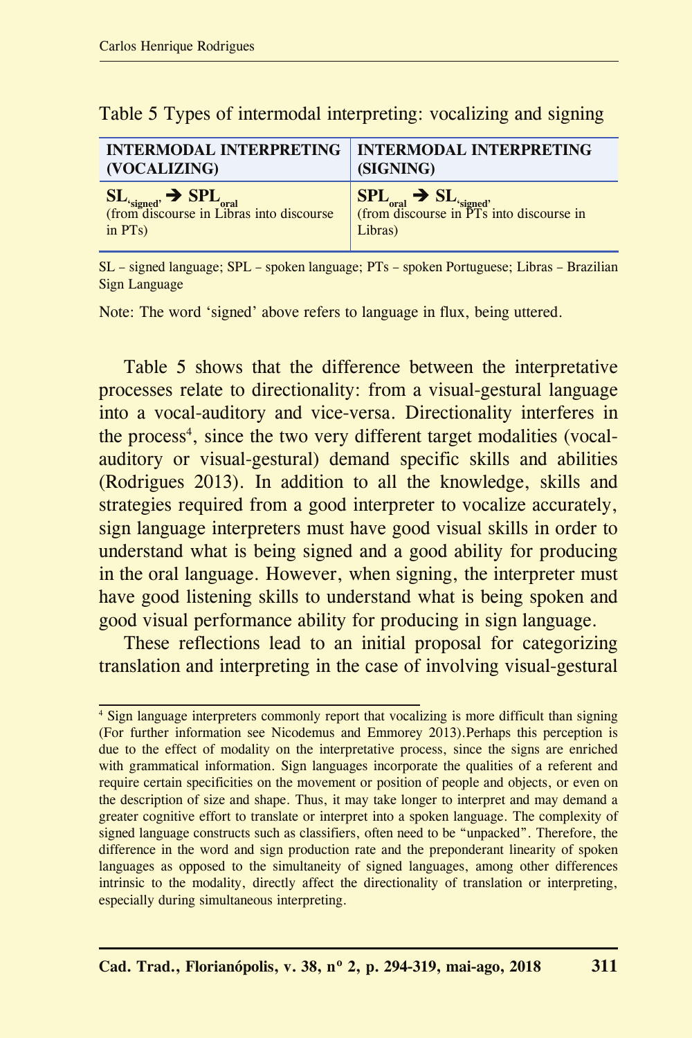Table 5 Types of intermodal interpreting: vocalizing and signing

| INTERMODAL INTERPRETING (VOCALIZING) | INTERMODAL INTERPRETING (SIGNING) |
|---|---|
| $SL_{\text{'signed'}} \rightarrow SPL_{oral}$ (from discourse in Libras into discourse in PTs) | $SPL_{oral} \rightarrow SL_{\text{'signed'}}$ (from discourse in PTs into discourse in Libras) |

SL – signed language; SPL – spoken language; PTs – spoken Portuguese; Libras – Brazilian Sign Language

Note: The word 'signed' above refers to language in flux, being uttered.

Table 5 shows that the difference between the interpretative processes relate to directionality: from a visual-gestural language into a vocal-auditory and vice-versa. Directionality interferes in the process[4], since the two very different target modalities (vocal-auditory or visual-gestural) demand specific skills and abilities (Rodrigues 2013). In addition to all the knowledge, skills and strategies required from a good interpreter to vocalize accurately, sign language interpreters must have good visual skills in order to understand what is being signed and a good ability for producing in the oral language. However, when signing, the interpreter must have good listening skills to understand what is being spoken and good visual performance ability for producing in sign language.

These reflections lead to an initial proposal for categorizing translation and interpreting in the case of involving visual-gestural

---

[4] Sign language interpreters commonly report that vocalizing is more difficult than signing (For further information see Nicodemus and Emmorey 2013).Perhaps this perception is due to the effect of modality on the interpretative process, since the signs are enriched with grammatical information. Sign languages incorporate the qualities of a referent and require certain specificities on the movement or position of people and objects, or even on the description of size and shape. Thus, it may take longer to interpret and may demand a greater cognitive effort to translate or interpret into a spoken language. The complexity of signed language constructs such as classifiers, often need to be "unpacked". Therefore, the difference in the word and sign production rate and the preponderant linearity of spoken languages as opposed to the simultaneity of signed languages, among other differences intrinsic to the modality, directly affect the directionality of translation or interpreting, especially during simultaneous interpreting.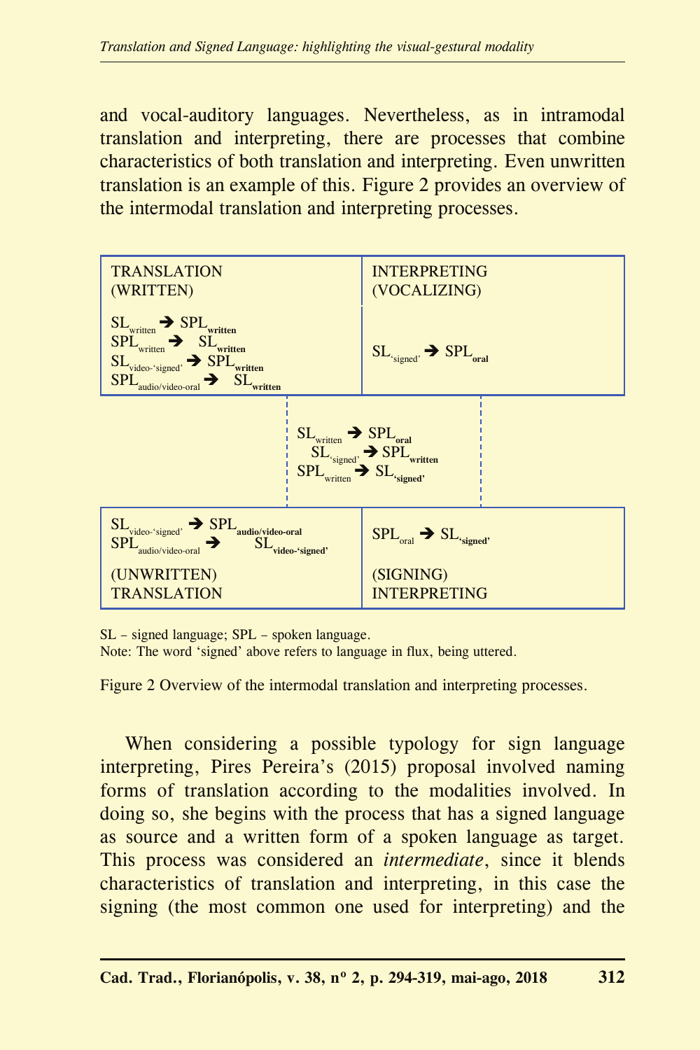and vocal-auditory languages. Nevertheless, as in intramodal translation and interpreting, there are processes that combine characteristics of both translation and interpreting. Even unwritten translation is an example of this. Figure 2 provides an overview of the intermodal translation and interpreting processes.

| TRANSLATION (WRITTEN) | INTERPRETING (VOCALIZING) |
|---|---|
| $SL_{written}$ ➔ $SPL_{\mathbf{written}}$<br>$SPL_{written}$ ➔ $SL_{\mathbf{written}}$<br>$SL_{video\text{-}‘signed’}$ ➔ $SPL_{\mathbf{written}}$<br>$SPL_{audio/video\text{-}oral}$ ➔ $SL_{\mathbf{written}}$ | $SL_{‘signed’}$ ➔ $SPL_{\mathbf{oral}}$ |

$SL_{written}$ ➔ $SPL_{\mathbf{oral}}$
$SL_{‘signed’}$ ➔ $SPL_{\mathbf{written}}$
$SPL_{written}$ ➔ $SL_{\mathbf{‘signed’}}$

| $SL_{video\text{-}‘signed’}$ ➔ $SPL_{\mathbf{audio/video\text{-}oral}}$<br>$SPL_{audio/video\text{-}oral}$ ➔ $SL_{\mathbf{video\text{-}‘signed’}}$ | $SPL_{oral}$ ➔ $SL_{\mathbf{‘signed’}}$ |
|---|---|
| (UNWRITTEN) TRANSLATION | (SIGNING) INTERPRETING |

SL – signed language; SPL – spoken language.
Note: The word ‘signed’ above refers to language in flux, being uttered.

Figure 2 Overview of the intermodal translation and interpreting processes.

When considering a possible typology for sign language interpreting, Pires Pereira’s (2015) proposal involved naming forms of translation according to the modalities involved. In doing so, she begins with the process that has a signed language as source and a written form of a spoken language as target. This process was considered an *intermediate*, since it blends characteristics of translation and interpreting, in this case the signing (the most common one used for interpreting) and the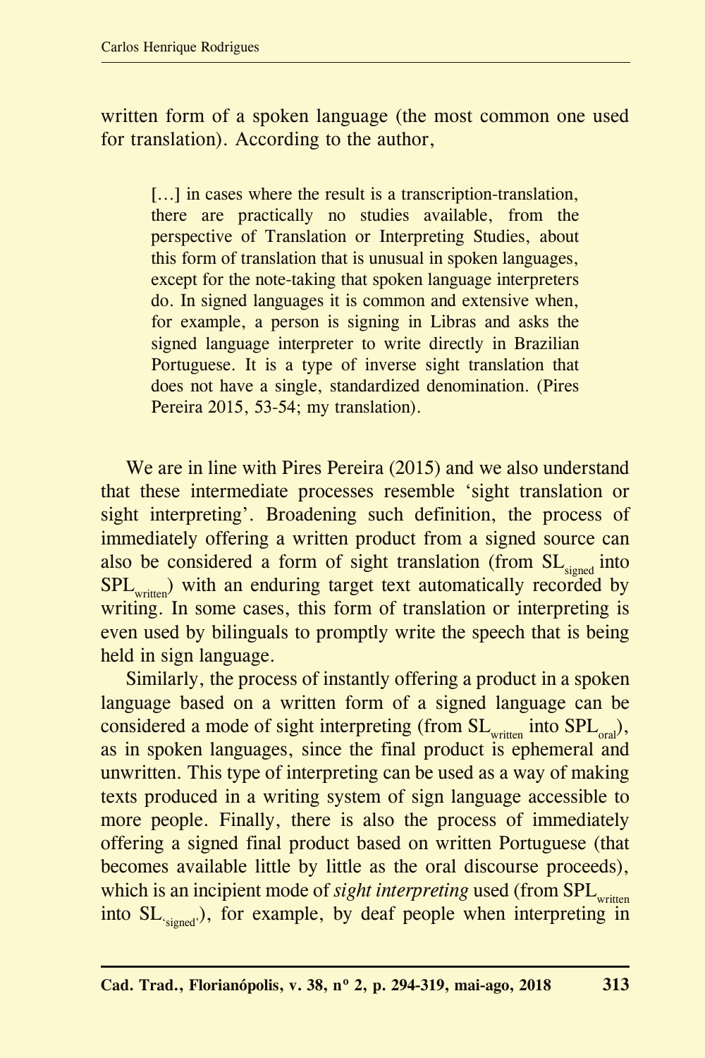written form of a spoken language (the most common one used for translation). According to the author,

> […] in cases where the result is a transcription-translation, there are practically no studies available, from the perspective of Translation or Interpreting Studies, about this form of translation that is unusual in spoken languages, except for the note-taking that spoken language interpreters do. In signed languages it is common and extensive when, for example, a person is signing in Libras and asks the signed language interpreter to write directly in Brazilian Portuguese. It is a type of inverse sight translation that does not have a single, standardized denomination. (Pires Pereira 2015, 53-54; my translation).

We are in line with Pires Pereira (2015) and we also understand that these intermediate processes resemble 'sight translation or sight interpreting'. Broadening such definition, the process of immediately offering a written product from a signed source can also be considered a form of sight translation (from $SL_{signed}$ into $SPL_{written}$) with an enduring target text automatically recorded by writing. In some cases, this form of translation or interpreting is even used by bilinguals to promptly write the speech that is being held in sign language.

Similarly, the process of instantly offering a product in a spoken language based on a written form of a signed language can be considered a mode of sight interpreting (from $SL_{written}$ into $SPL_{oral}$), as in spoken languages, since the final product is ephemeral and unwritten. This type of interpreting can be used as a way of making texts produced in a writing system of sign language accessible to more people. Finally, there is also the process of immediately offering a signed final product based on written Portuguese (that becomes available little by little as the oral discourse proceeds), which is an incipient mode of *sight interpreting* used (from $SPL_{written}$ into $SL_{\text{'signed'}}$), for example, by deaf people when interpreting in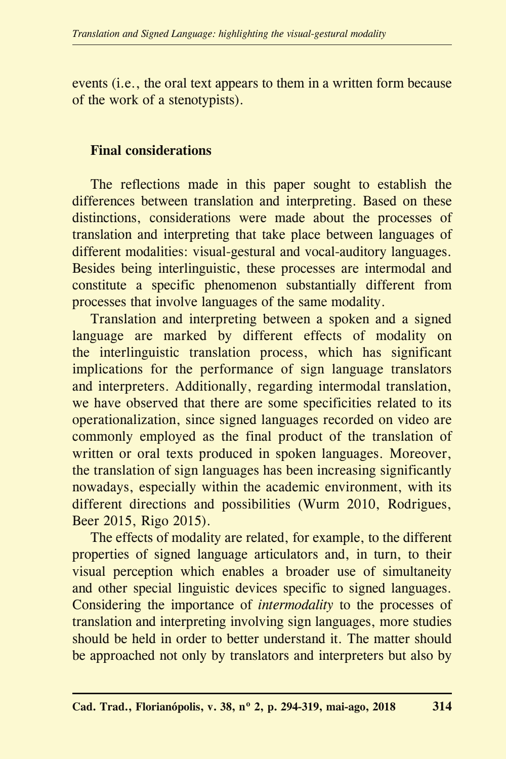events (i.e., the oral text appears to them in a written form because of the work of a stenotypists).

## Final considerations

The reflections made in this paper sought to establish the differences between translation and interpreting. Based on these distinctions, considerations were made about the processes of translation and interpreting that take place between languages of different modalities: visual-gestural and vocal-auditory languages. Besides being interlinguistic, these processes are intermodal and constitute a specific phenomenon substantially different from processes that involve languages of the same modality.

Translation and interpreting between a spoken and a signed language are marked by different effects of modality on the interlinguistic translation process, which has significant implications for the performance of sign language translators and interpreters. Additionally, regarding intermodal translation, we have observed that there are some specificities related to its operationalization, since signed languages recorded on video are commonly employed as the final product of the translation of written or oral texts produced in spoken languages. Moreover, the translation of sign languages has been increasing significantly nowadays, especially within the academic environment, with its different directions and possibilities (Wurm 2010, Rodrigues, Beer 2015, Rigo 2015).

The effects of modality are related, for example, to the different properties of signed language articulators and, in turn, to their visual perception which enables a broader use of simultaneity and other special linguistic devices specific to signed languages. Considering the importance of *intermodality* to the processes of translation and interpreting involving sign languages, more studies should be held in order to better understand it. The matter should be approached not only by translators and interpreters but also by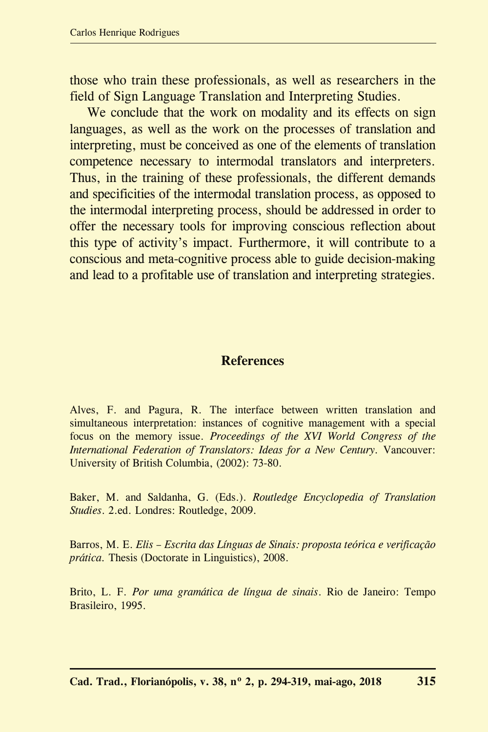those who train these professionals, as well as researchers in the field of Sign Language Translation and Interpreting Studies.

We conclude that the work on modality and its effects on sign languages, as well as the work on the processes of translation and interpreting, must be conceived as one of the elements of translation competence necessary to intermodal translators and interpreters. Thus, in the training of these professionals, the different demands and specificities of the intermodal translation process, as opposed to the intermodal interpreting process, should be addressed in order to offer the necessary tools for improving conscious reflection about this type of activity's impact. Furthermore, it will contribute to a conscious and meta-cognitive process able to guide decision-making and lead to a profitable use of translation and interpreting strategies.

## References

Alves, F. and Pagura, R. The interface between written translation and simultaneous interpretation: instances of cognitive management with a special focus on the memory issue. *Proceedings of the XVI World Congress of the International Federation of Translators: Ideas for a New Century*. Vancouver: University of British Columbia, (2002): 73-80.

Baker, M. and Saldanha, G. (Eds.). *Routledge Encyclopedia of Translation Studies*. 2.ed. Londres: Routledge, 2009.

Barros, M. E. *Elis – Escrita das Línguas de Sinais: proposta teórica e verificação prática.* Thesis (Doctorate in Linguistics), 2008.

Brito, L. F. *Por uma gramática de língua de sinais*. Rio de Janeiro: Tempo Brasileiro, 1995.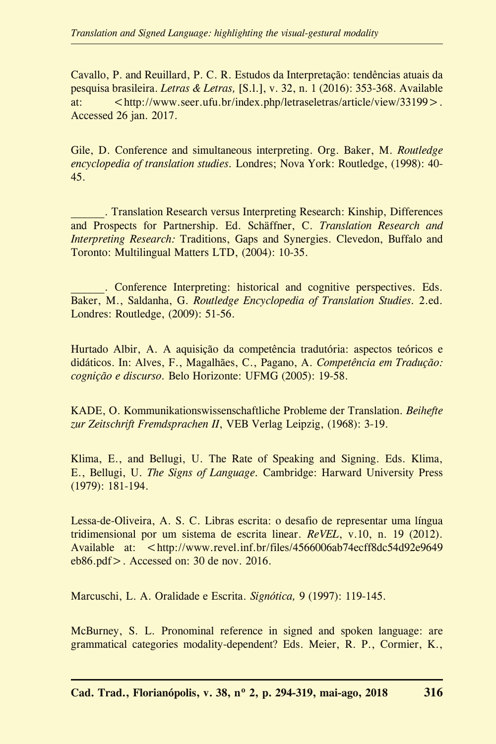Cavallo, P. and Reuillard, P. C. R. Estudos da Interpretação: tendências atuais da pesquisa brasileira. *Letras & Letras,* [S.l.], v. 32, n. 1 (2016): 353-368. Available at: <http://www.seer.ufu.br/index.php/letraseletras/article/view/33199>. Accessed 26 jan. 2017.

Gile, D. Conference and simultaneous interpreting. Org. Baker, M. *Routledge encyclopedia of translation studies*. Londres; Nova York: Routledge, (1998): 40-45.

______. Translation Research versus Interpreting Research: Kinship, Differences and Prospects for Partnership. Ed. Schäffner, C. *Translation Research and Interpreting Research:* Traditions, Gaps and Synergies. Clevedon, Buffalo and Toronto: Multilingual Matters LTD, (2004): 10-35.

______. Conference Interpreting: historical and cognitive perspectives. Eds. Baker, M., Saldanha, G. *Routledge Encyclopedia of Translation Studies*. 2.ed. Londres: Routledge, (2009): 51-56.

Hurtado Albir, A. A aquisição da competência tradutória: aspectos teóricos e didáticos. In: Alves, F., Magalhães, C., Pagano, A. *Competência em Tradução: cognição e discurso*. Belo Horizonte: UFMG (2005): 19-58.

KADE, O. Kommunikationswissenschaftliche Probleme der Translation. *Beihefte zur Zeitschrift Fremdsprachen II*, VEB Verlag Leipzig, (1968): 3-19.

Klima, E., and Bellugi, U. The Rate of Speaking and Signing. Eds. Klima, E., Bellugi, U. *The Signs of Language*. Cambridge: Harward University Press (1979): 181-194.

Lessa-de-Oliveira, A. S. C. Libras escrita: o desafio de representar uma língua tridimensional por um sistema de escrita linear. *ReVEL*, v.10, n. 19 (2012). Available at: <http://www.revel.inf.br/files/4566006ab74ecff8dc54d92e9649eb86.pdf>. Accessed on: 30 de nov. 2016.

Marcuschi, L. A. Oralidade e Escrita. *Signótica,* 9 (1997): 119-145.

McBurney, S. L. Pronominal reference in signed and spoken language: are grammatical categories modality-dependent? Eds. Meier, R. P., Cormier, K.,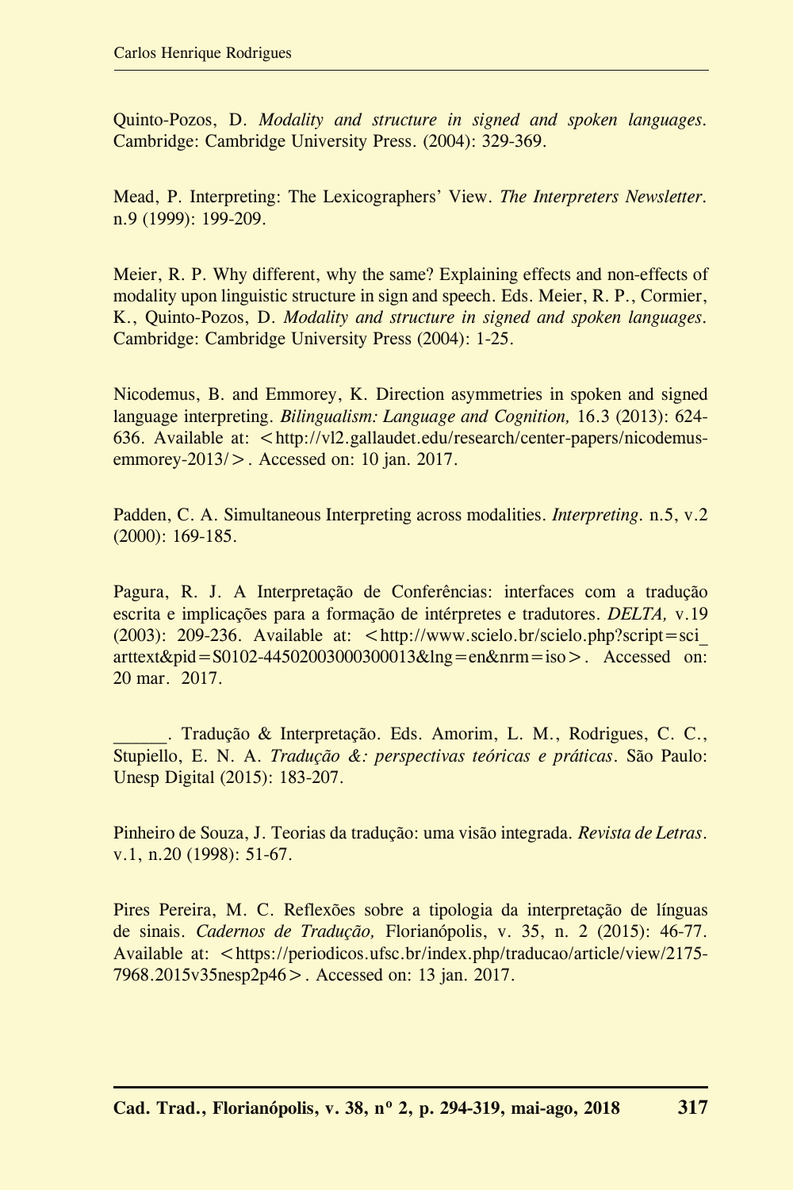Quinto-Pozos, D. *Modality and structure in signed and spoken languages*. Cambridge: Cambridge University Press. (2004): 329-369.

Mead, P. Interpreting: The Lexicographers' View. *The Interpreters Newsletter*. n.9 (1999): 199-209.

Meier, R. P. Why different, why the same? Explaining effects and non-effects of modality upon linguistic structure in sign and speech. Eds. Meier, R. P., Cormier, K., Quinto-Pozos, D. *Modality and structure in signed and spoken languages*. Cambridge: Cambridge University Press (2004): 1-25.

Nicodemus, B. and Emmorey, K. Direction asymmetries in spoken and signed language interpreting. *Bilingualism: Language and Cognition,* 16.3 (2013): 624-636. Available at: <http://vl2.gallaudet.edu/research/center-papers/nicodemus-emmorey-2013/>. Accessed on: 10 jan. 2017.

Padden, C. A. Simultaneous Interpreting across modalities. *Interpreting*. n.5, v.2 (2000): 169-185.

Pagura, R. J. A Interpretação de Conferências: interfaces com a tradução escrita e implicações para a formação de intérpretes e tradutores. *DELTA,* v.19 (2003): 209-236. Available at: <http://www.scielo.br/scielo.php?script=sci_arttext&pid=S0102-44502003000300013&lng=en&nrm=iso>. Accessed on: 20 mar. 2017.

______. Tradução & Interpretação. Eds. Amorim, L. M., Rodrigues, C. C., Stupiello, E. N. A. *Tradução &: perspectivas teóricas e práticas*. São Paulo: Unesp Digital (2015): 183-207.

Pinheiro de Souza, J. Teorias da tradução: uma visão integrada. *Revista de Letras*. v.1, n.20 (1998): 51-67.

Pires Pereira, M. C. Reflexões sobre a tipologia da interpretação de línguas de sinais. *Cadernos de Tradução,* Florianópolis, v. 35, n. 2 (2015): 46-77. Available at: <https://periodicos.ufsc.br/index.php/traducao/article/view/2175-7968.2015v35nesp2p46>. Accessed on: 13 jan. 2017.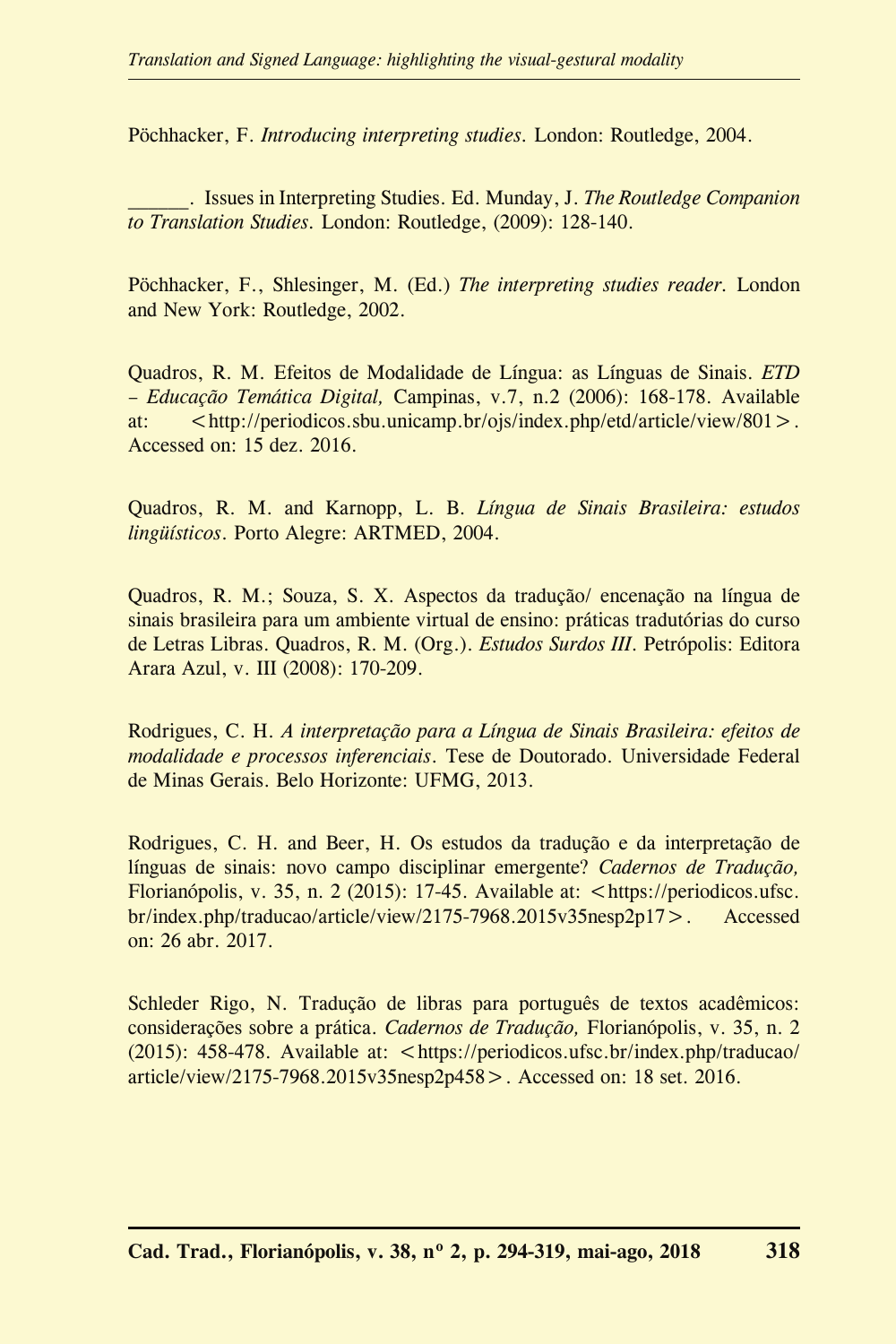Pöchhacker, F. *Introducing interpreting studies*. London: Routledge, 2004.

______. Issues in Interpreting Studies. Ed. Munday, J. *The Routledge Companion to Translation Studies*. London: Routledge, (2009): 128-140.

Pöchhacker, F., Shlesinger, M. (Ed.) *The interpreting studies reader*. London and New York: Routledge, 2002.

Quadros, R. M. Efeitos de Modalidade de Língua: as Línguas de Sinais. *ETD – Educação Temática Digital,* Campinas, v.7, n.2 (2006): 168-178. Available at: <http://periodicos.sbu.unicamp.br/ojs/index.php/etd/article/view/801>. Accessed on: 15 dez. 2016.

Quadros, R. M. and Karnopp, L. B. *Língua de Sinais Brasileira: estudos lingüísticos*. Porto Alegre: ARTMED, 2004.

Quadros, R. M.; Souza, S. X. Aspectos da tradução/ encenação na língua de sinais brasileira para um ambiente virtual de ensino: práticas tradutórias do curso de Letras Libras. Quadros, R. M. (Org.). *Estudos Surdos III*. Petrópolis: Editora Arara Azul, v. III (2008): 170-209.

Rodrigues, C. H. *A interpretação para a Língua de Sinais Brasileira: efeitos de modalidade e processos inferenciais*. Tese de Doutorado. Universidade Federal de Minas Gerais. Belo Horizonte: UFMG, 2013.

Rodrigues, C. H. and Beer, H. Os estudos da tradução e da interpretação de línguas de sinais: novo campo disciplinar emergente? *Cadernos de Tradução,* Florianópolis, v. 35, n. 2 (2015): 17-45. Available at: <https://periodicos.ufsc.br/index.php/traducao/article/view/2175-7968.2015v35nesp2p17>. Accessed on: 26 abr. 2017.

Schleder Rigo, N. Tradução de libras para português de textos acadêmicos: considerações sobre a prática. *Cadernos de Tradução,* Florianópolis, v. 35, n. 2 (2015): 458-478. Available at: <https://periodicos.ufsc.br/index.php/traducao/article/view/2175-7968.2015v35nesp2p458>. Accessed on: 18 set. 2016.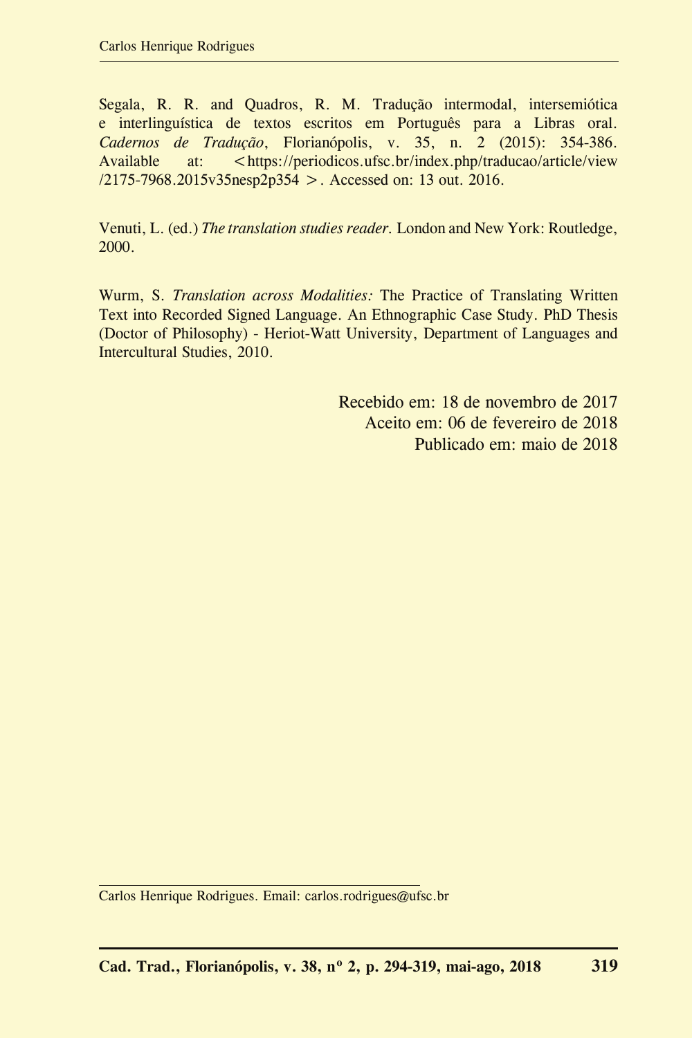Segala, R. R. and Quadros, R. M. Tradução intermodal, intersemiótica e interlinguística de textos escritos em Português para a Libras oral. *Cadernos de Tradução*, Florianópolis, v. 35, n. 2 (2015): 354-386. Available at: <https://periodicos.ufsc.br/index.php/traducao/article/view/2175-7968.2015v35nesp2p354 >. Accessed on: 13 out. 2016.

Venuti, L. (ed.) *The translation studies reader*. London and New York: Routledge, 2000.

Wurm, S. *Translation across Modalities:* The Practice of Translating Written Text into Recorded Signed Language. An Ethnographic Case Study. PhD Thesis (Doctor of Philosophy) - Heriot-Watt University, Department of Languages and Intercultural Studies, 2010.

Recebido em: 18 de novembro de 2017
Aceito em: 06 de fevereiro de 2018
Publicado em: maio de 2018

---

Carlos Henrique Rodrigues. Email: carlos.rodrigues@ufsc.br